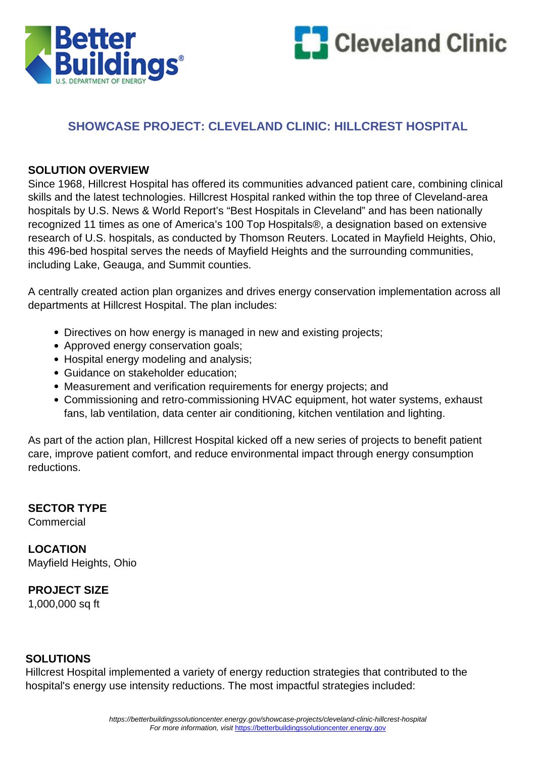# SHOWCASE PROJECT: CLEVELAND CLINIC: HILLCREST HOSPITAL

## SOLUTION OVERVIEW

Since 1968, Hillcrest Hospital has offered its communities advanced patient care, combining clinical skills and the latest technologies. Hillcrest Hospital ranked within the top three of Cleveland-area hospitals by U.S. News & World Report's "Best Hospitals in Cleveland" and has been nationally recognized 11 times as one of America's 100 Top Hospitals®, a designation based on extensive research of U.S. hospitals, as conducted by Thomson Reuters. Located in Mayfield Heights, Ohio, this 496-bed hospital serves the needs of Mayfield Heights and the surrounding communities, including Lake, Geauga, and Summit counties.

A centrally created action plan organizes and drives energy conservation implementation across all departments at Hillcrest Hospital. The plan includes:

- Directives on how energy is managed in new and existing projects;
- Approved energy conservation goals;
- Hospital energy modeling and analysis;
- Guidance on stakeholder education;
- Measurement and verification requirements for energy projects; and
- Commissioning and retro-commissioning HVAC equipment, hot water systems, exhaust fans, lab ventilation, data center air conditioning, kitchen ventilation and lighting.

As part of the action plan, Hillcrest Hospital kicked off a new series of projects to benefit patient care, improve patient comfort, and reduce environmental impact through energy consumption reductions.

## SECTOR TYPE

Commercial

## LOCATION

Mayfield Heights, Ohio

## PROJECT SIZE

1,000,000 sq ft

## SOLUTIONS

Hillcrest Hospital implemented a variety of energy reduction strategies that contributed to the hospital's energy use intensity reductions. The most impactful strategies included: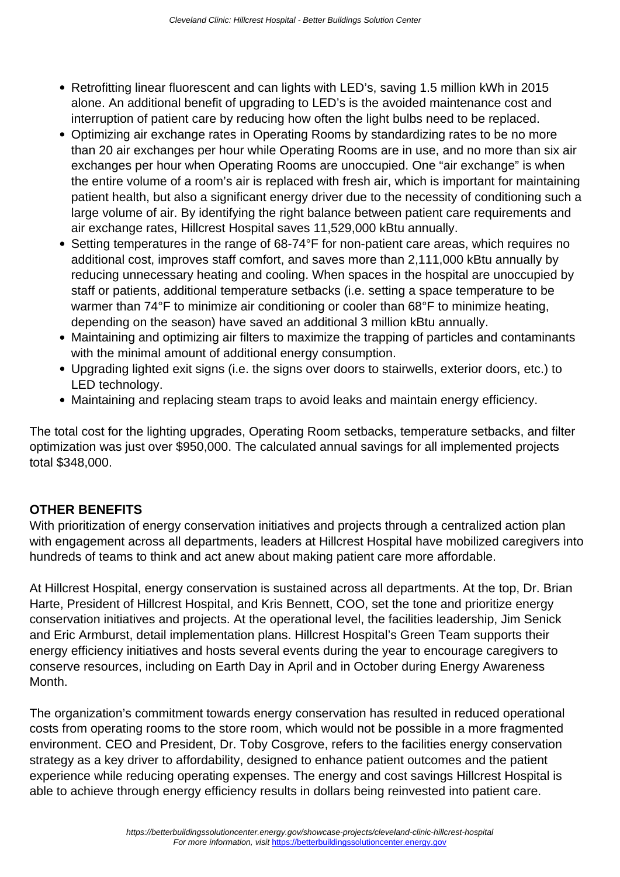- Retrofitting linear fluorescent and can lights with LED's, saving 1.5 million kWh in 2015 alone. An additional benefit of upgrading to LED's is the avoided maintenance cost and interruption of patient care by reducing how often the light bulbs need to be replaced.
- Optimizing air exchange rates in Operating Rooms by standardizing rates to be no more than 20 air exchanges per hour while Operating Rooms are in use, and no more than six air exchanges per hour when Operating Rooms are unoccupied. One "air exchange" is when the entire volume of a room's air is replaced with fresh air, which is important for maintaining patient health, but also a significant energy driver due to the necessity of conditioning such a large volume of air. By identifying the right balance between patient care requirements and air exchange rates, Hillcrest Hospital saves 11,529,000 kBtu annually.
- Setting temperatures in the range of 68-74°F for non-patient care areas, which requires no additional cost, improves staff comfort, and saves more than 2,111,000 kBtu annually by reducing unnecessary heating and cooling. When spaces in the hospital are unoccupied by staff or patients, additional temperature setbacks (i.e. setting a space temperature to be warmer than 74°F to minimize air conditioning or cooler than 68°F to minimize heating, depending on the season) have saved an additional 3 million kBtu annually.
- Maintaining and optimizing air filters to maximize the trapping of particles and contaminants with the minimal amount of additional energy consumption.
- Upgrading lighted exit signs (i.e. the signs over doors to stairwells, exterior doors, etc.) to LED technology.
- Maintaining and replacing steam traps to avoid leaks and maintain energy efficiency.

The total cost for the lighting upgrades, Operating Room setbacks, temperature setbacks, and filter optimization was just over $950,000. The calculated annual savings for all implemented projects total $348,000.

## OTHER BENEFITS

With prioritization of energy conservation initiatives and projects through a centralized action plan with engagement across all departments, leaders at Hillcrest Hospital have mobilized caregivers into hundreds of teams to think and act anew about making patient care more affordable.

At Hillcrest Hospital, energy conservation is sustained across all departments. At the top, Dr. Brian Harte, President of Hillcrest Hospital, and Kris Bennett, COO, set the tone and prioritize energy conservation initiatives and projects. At the operational level, the facilities leadership, Jim Senick and Eric Armburst, detail implementation plans. Hillcrest Hospital's Green Team supports their energy efficiency initiatives and hosts several events during the year to encourage caregivers to conserve resources, including on Earth Day in April and in October during Energy Awareness Month.

The organization's commitment towards energy conservation has resulted in reduced operational costs from operating rooms to the store room, which would not be possible in a more fragmented environment. CEO and President, Dr. Toby Cosgrove, refers to the facilities energy conservation strategy as a key driver to affordability, designed to enhance patient outcomes and the patient experience while reducing operating expenses. The energy and cost savings Hillcrest Hospital is able to achieve through energy efficiency results in dollars being reinvested into patient care.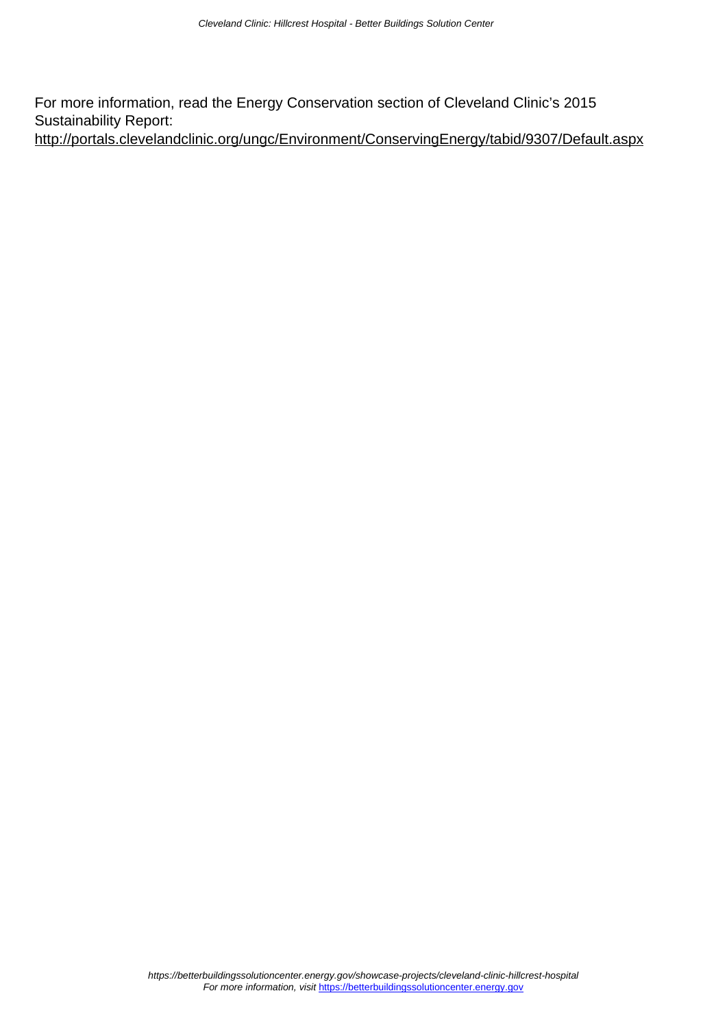For more information, read the Energy Conservation section of Cleveland Clinic's 2015 Sustainability Report:
http://portals.clevelandclinic.org/ungc/Environment/ConservingEnergy/tabid/9307/Default.aspx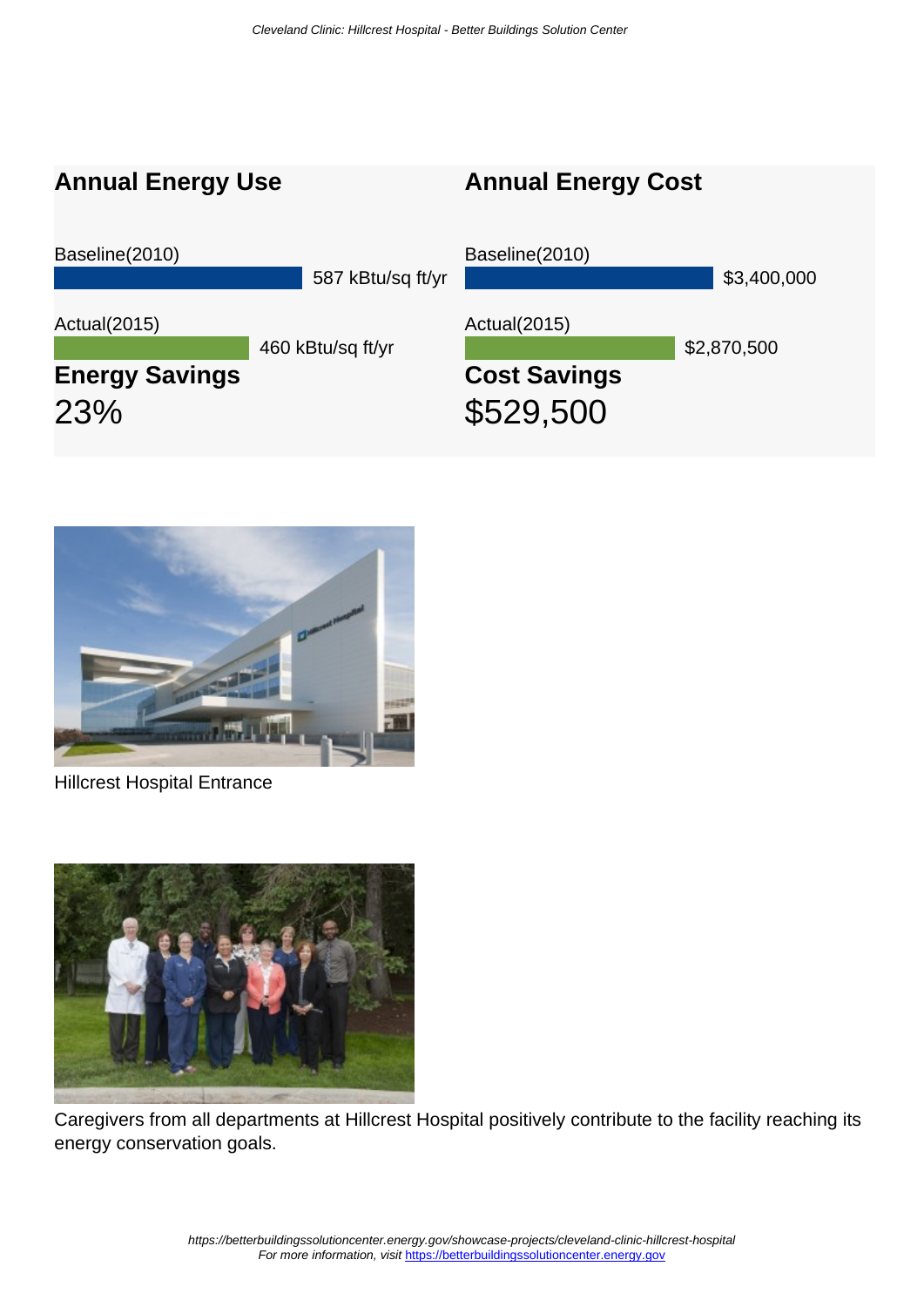## Annual Energy Use

Baseline(2010)

587 kBtu/sq ft/yr

Actual(2015)

460 kBtu/sq ft/yr

**Energy Savings**

23%

## Annual Energy Cost

Baseline(2010)

$3,400,000

Actual(2015)

$2,870,500

**Cost Savings**

$529,500

Hillcrest Hospital Entrance

Caregivers from all departments at Hillcrest Hospital positively contribute to the facility reaching its energy conservation goals.